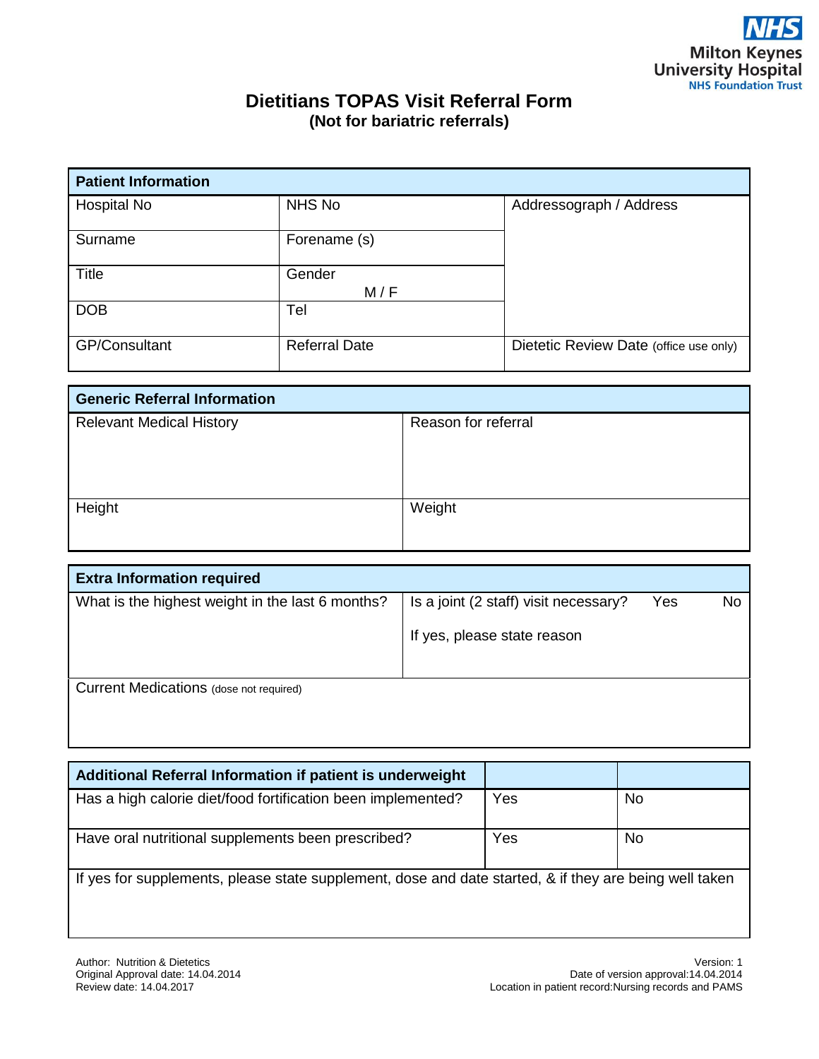NHS
Milton Keynes
University Hospital
NHS Foundation Trust

# Dietitians TOPAS Visit Referral Form

**(Not for bariatric referrals)**

| **Patient Information** | | |
|---|---|---|
| Hospital No | NHS No | Addressograph / Address |
| Surname | Forename (s) | |
| Title | Gender M / F | |
| DOB | Tel | |
| GP/Consultant | Referral Date | Dietetic Review Date (office use only) |

| **Generic Referral Information** | |
|---|---|
| Relevant Medical History | Reason for referral |
| Height | Weight |

| **Extra Information required** | |
|---|---|
| What is the highest weight in the last 6 months? | Is a joint (2 staff) visit necessary? Yes No<br>If yes, please state reason |
| Current Medications (dose not required) | |

| **Additional Referral Information if patient is underweight** | | |
|---|---|---|
| Has a high calorie diet/food fortification been implemented? | Yes | No |
| Have oral nutritional supplements been prescribed? | Yes | No |
| If yes for supplements, please state supplement, dose and date started, & if they are being well taken | | |

Author: Nutrition & Dietetics
Original Approval date: 14.04.2014
Review date: 14.04.2017

Version: 1
Date of version approval:14.04.2014
Location in patient record:Nursing records and PAMS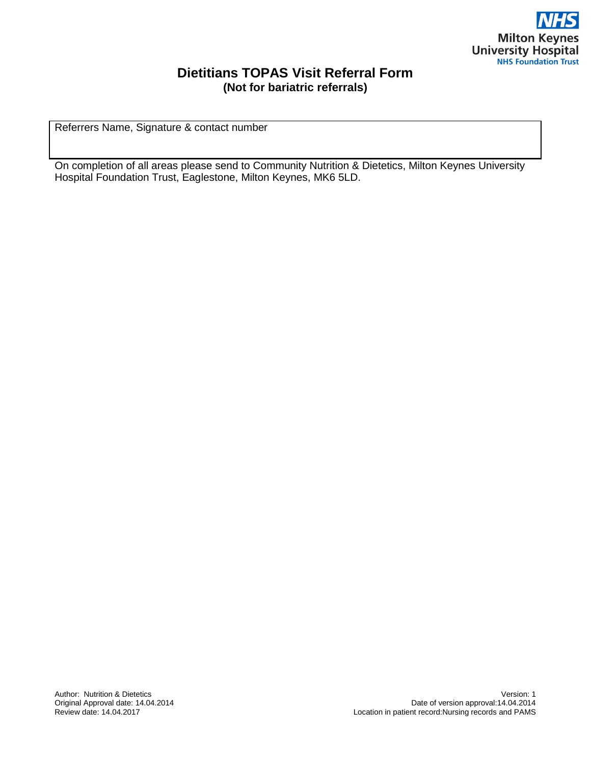Milton Keynes University Hospital
NHS Foundation Trust

# Dietitians TOPAS Visit Referral Form
## (Not for bariatric referrals)

| |
|---|
| Referrers Name, Signature & contact number |

On completion of all areas please send to Community Nutrition & Dietetics, Milton Keynes University Hospital Foundation Trust, Eaglestone, Milton Keynes, MK6 5LD.

Author: Nutrition & Dietetics
Original Approval date: 14.04.2014
Review date: 14.04.2017

Version: 1
Date of version approval:14.04.2014
Location in patient record:Nursing records and PAMS